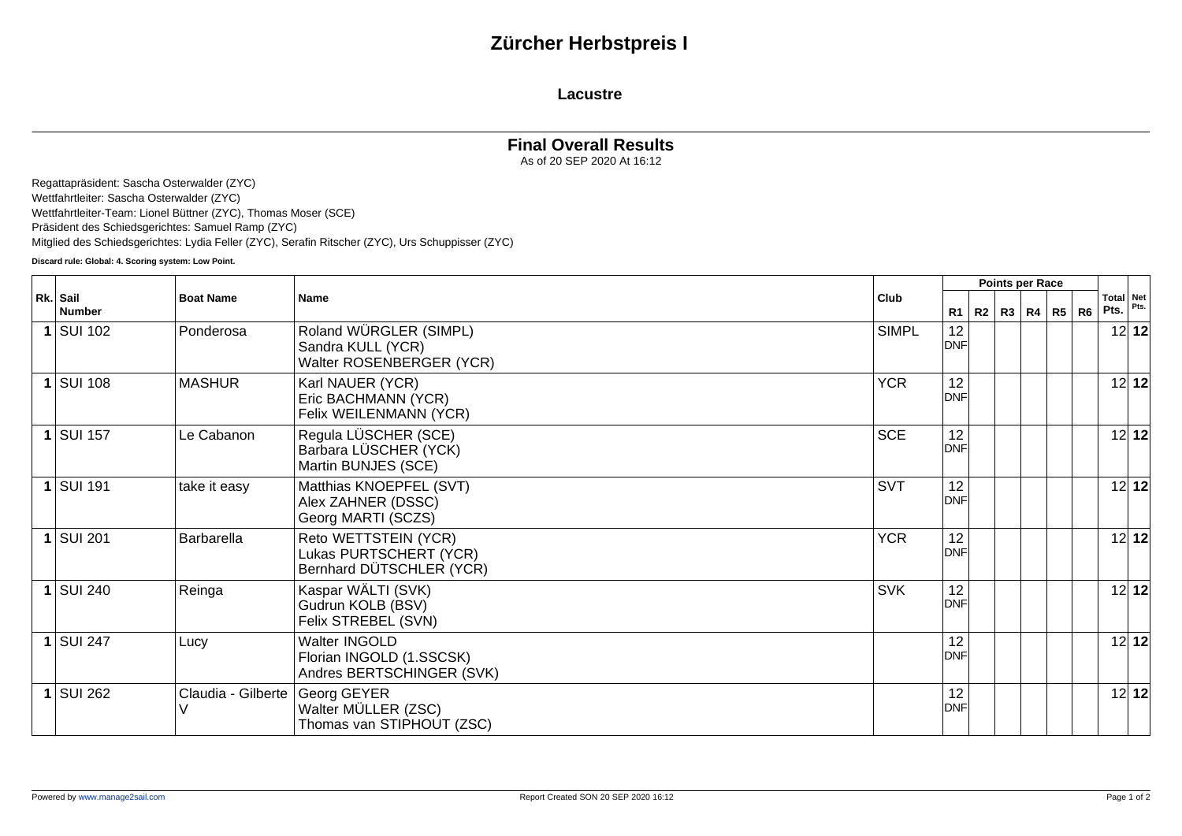# Zürcher Herbstpreis I

## Lacustre

### Final Overall Results

As of 20 SEP 2020 At 16:12

Regattapräsident: Sascha Osterwalder (ZYC)
Wettfahrtleiter: Sascha Osterwalder (ZYC)
Wettfahrtleiter-Team: Lionel Büttner (ZYC), Thomas Moser (SCE)
Präsident des Schiedsgerichtes: Samuel Ramp (ZYC)
Mitglied des Schiedsgerichtes: Lydia Feller (ZYC), Serafin Ritscher (ZYC), Urs Schuppisser (ZYC)

**Discard rule: Global: 4. Scoring system: Low Point.**

| Rk. | Sail Number | Boat Name | Name | Club | Points per Race | | | | | | Total Pts. | Net Pts. |
|---|---|---|---|---|---|---|---|---|---|---|---|---|
| | | | | | R1 | R2 | R3 | R4 | R5 | R6 | | |
| **1** | SUI 102 | Ponderosa | Roland WÜRGLER (SIMPL)<br>Sandra KULL (YCR)<br>Walter ROSENBERGER (YCR) | SIMPL | 12 DNF | | | | | | 12 | **12** |
| **1** | SUI 108 | MASHUR | Karl NAUER (YCR)<br>Eric BACHMANN (YCR)<br>Felix WEILENMANN (YCR) | YCR | 12 DNF | | | | | | 12 | **12** |
| **1** | SUI 157 | Le Cabanon | Regula LÜSCHER (SCE)<br>Barbara LÜSCHER (YCK)<br>Martin BUNJES (SCE) | SCE | 12 DNF | | | | | | 12 | **12** |
| **1** | SUI 191 | take it easy | Matthias KNOEPFEL (SVT)<br>Alex ZAHNER (DSSC)<br>Georg MARTI (SCZS) | SVT | 12 DNF | | | | | | 12 | **12** |
| **1** | SUI 201 | Barbarella | Reto WETTSTEIN (YCR)<br>Lukas PURTSCHERT (YCR)<br>Bernhard DÜTSCHLER (YCR) | YCR | 12 DNF | | | | | | 12 | **12** |
| **1** | SUI 240 | Reinga | Kaspar WÄLTI (SVK)<br>Gudrun KOLB (BSV)<br>Felix STREBEL (SVN) | SVK | 12 DNF | | | | | | 12 | **12** |
| **1** | SUI 247 | Lucy | Walter INGOLD<br>Florian INGOLD (1.SSCSK)<br>Andres BERTSCHINGER (SVK) | | 12 DNF | | | | | | 12 | **12** |
| **1** | SUI 262 | Claudia - Gilberte V | Georg GEYER<br>Walter MÜLLER (ZSC)<br>Thomas van STIPHOUT (ZSC) | | 12 DNF | | | | | | 12 | **12** |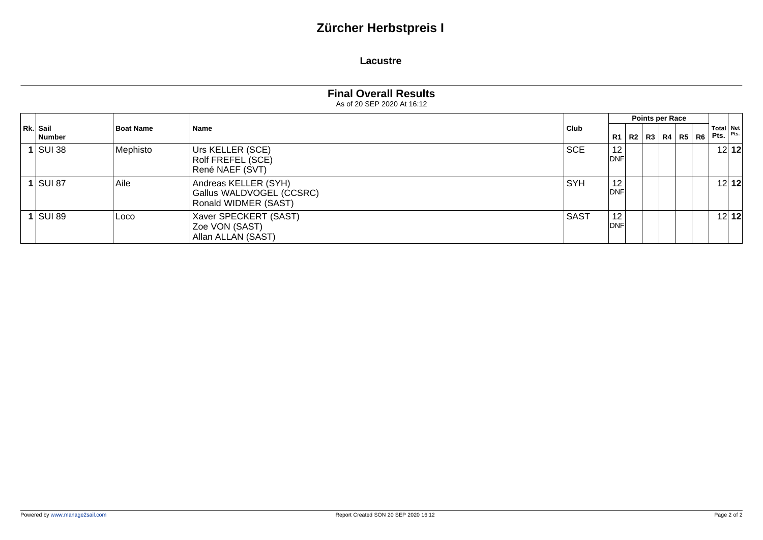# Zürcher Herbstpreis I

### Lacustre

## Final Overall Results

As of 20 SEP 2020 At 16:12

| Rk. | Sail Number | Boat Name | Name | Club | Points per Race | | | | | | Total Pts. | Net Pts. |
|---|---|---|---|---|---|---|---|---|---|---|---|---|
| | | | | | R1 | R2 | R3 | R4 | R5 | R6 | | |
| **1** | SUI 38 | Mephisto | Urs KELLER (SCE)<br>Rolf FREFEL (SCE)<br>René NAEF (SVT) | SCE | 12 DNF | | | | | | 12 | **12** |
| **1** | SUI 87 | Aile | Andreas KELLER (SYH)<br>Gallus WALDVOGEL (CCSRC)<br>Ronald WIDMER (SAST) | SYH | 12 DNF | | | | | | 12 | **12** |
| **1** | SUI 89 | Loco | Xaver SPECKERT (SAST)<br>Zoe VON (SAST)<br>Allan ALLAN (SAST) | SAST | 12 DNF | | | | | | 12 | **12** |

Powered by www.manage2sail.com

Report Created SON 20 SEP 2020 16:12